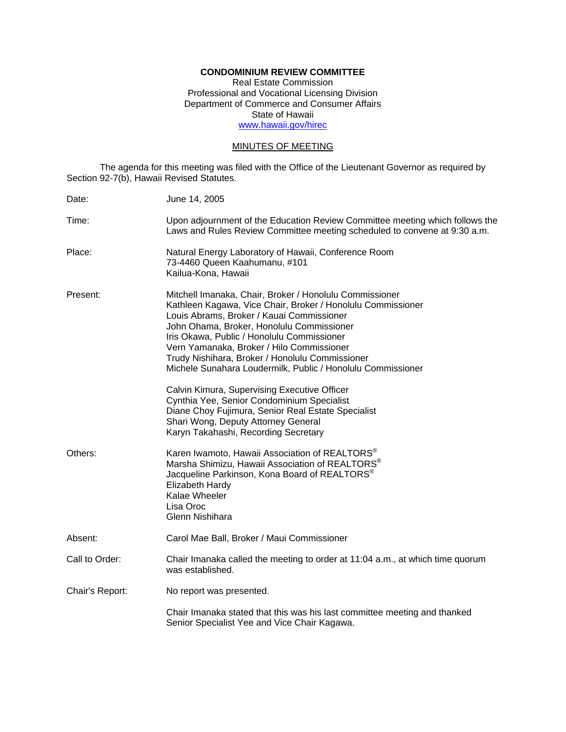**CONDOMINIUM REVIEW COMMITTEE**
Real Estate Commission
Professional and Vocational Licensing Division
Department of Commerce and Consumer Affairs
State of Hawaii
www.hawaii.gov/hirec

MINUTES OF MEETING

The agenda for this meeting was filed with the Office of the Lieutenant Governor as required by Section 92-7(b), Hawaii Revised Statutes.

Date: June 14, 2005

Time: Upon adjournment of the Education Review Committee meeting which follows the Laws and Rules Review Committee meeting scheduled to convene at 9:30 a.m.

Place: Natural Energy Laboratory of Hawaii, Conference Room
73-4460 Queen Kaahumanu, #101
Kailua-Kona, Hawaii

Present: Mitchell Imanaka, Chair, Broker / Honolulu Commissioner
Kathleen Kagawa, Vice Chair, Broker / Honolulu Commissioner
Louis Abrams, Broker / Kauai Commissioner
John Ohama, Broker, Honolulu Commissioner
Iris Okawa, Public / Honolulu Commissioner
Vern Yamanaka, Broker / Hilo Commissioner
Trudy Nishihara, Broker / Honolulu Commissioner
Michele Sunahara Loudermilk, Public / Honolulu Commissioner

Calvin Kimura, Supervising Executive Officer
Cynthia Yee, Senior Condominium Specialist
Diane Choy Fujimura, Senior Real Estate Specialist
Shari Wong, Deputy Attorney General
Karyn Takahashi, Recording Secretary

Others: Karen Iwamoto, Hawaii Association of REALTORS®
Marsha Shimizu, Hawaii Association of REALTORS®
Jacqueline Parkinson, Kona Board of REALTORS®
Elizabeth Hardy
Kalae Wheeler
Lisa Oroc
Glenn Nishihara

Absent: Carol Mae Ball, Broker / Maui Commissioner

Call to Order: Chair Imanaka called the meeting to order at 11:04 a.m., at which time quorum was established.

Chair's Report: No report was presented.

Chair Imanaka stated that this was his last committee meeting and thanked Senior Specialist Yee and Vice Chair Kagawa.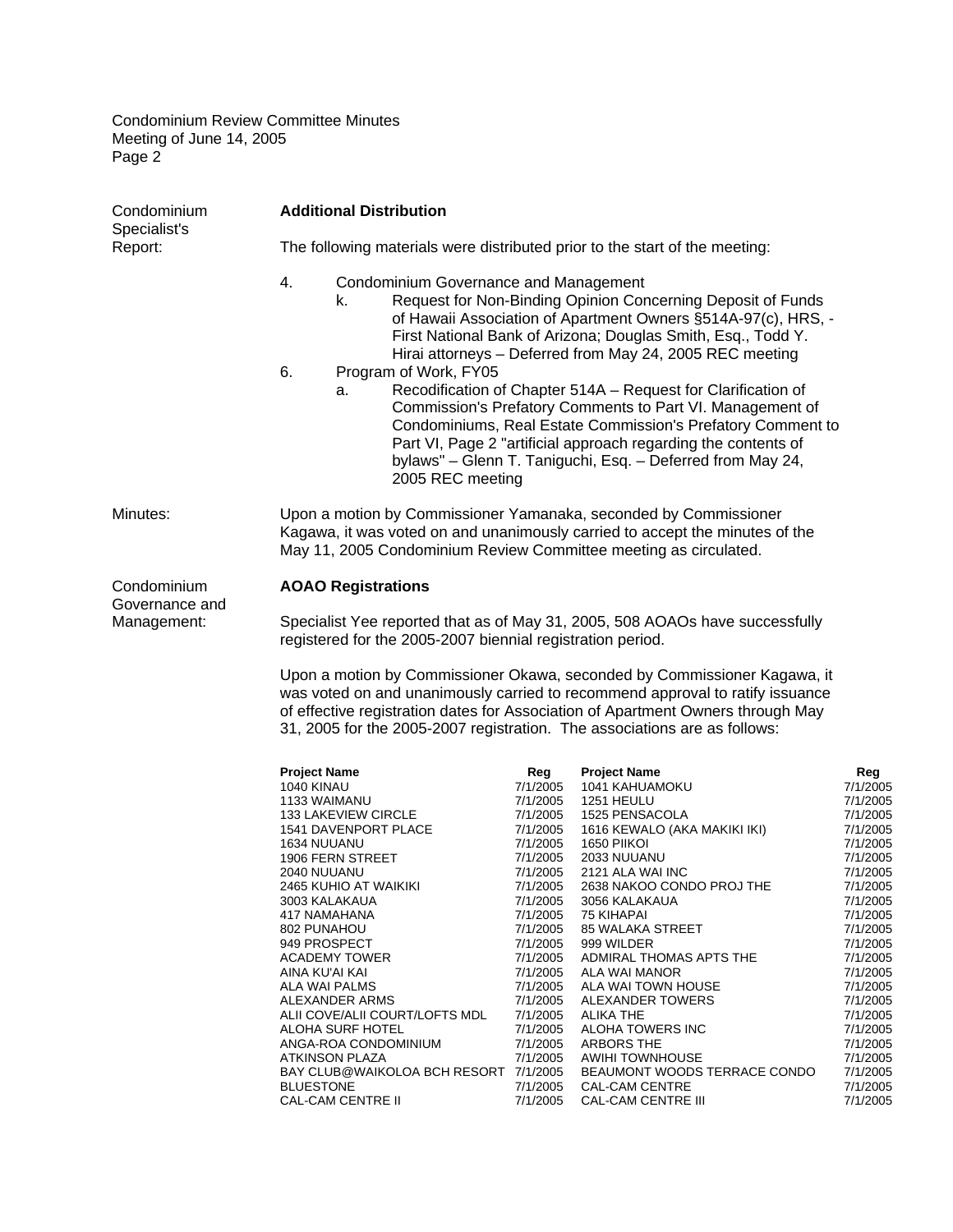Condominium Specialist's Report:

**Additional Distribution**

The following materials were distributed prior to the start of the meeting:

4. Condominium Governance and Management
   k. Request for Non-Binding Opinion Concerning Deposit of Funds of Hawaii Association of Apartment Owners §514A-97(c), HRS, - First National Bank of Arizona; Douglas Smith, Esq., Todd Y. Hirai attorneys – Deferred from May 24, 2005 REC meeting
6. Program of Work, FY05
   a. Recodification of Chapter 514A – Request for Clarification of Commission's Prefatory Comments to Part VI. Management of Condominiums, Real Estate Commission's Prefatory Comment to Part VI, Page 2 "artificial approach regarding the contents of bylaws" – Glenn T. Taniguchi, Esq. – Deferred from May 24, 2005 REC meeting

Minutes:

Upon a motion by Commissioner Yamanaka, seconded by Commissioner Kagawa, it was voted on and unanimously carried to accept the minutes of the May 11, 2005 Condominium Review Committee meeting as circulated.

Condominium Governance and Management:

**AOAO Registrations**

Specialist Yee reported that as of May 31, 2005, 508 AOAOs have successfully registered for the 2005-2007 biennial registration period.

Upon a motion by Commissioner Okawa, seconded by Commissioner Kagawa, it was voted on and unanimously carried to recommend approval to ratify issuance of effective registration dates for Association of Apartment Owners through May 31, 2005 for the 2005-2007 registration. The associations are as follows:

| Project Name | Reg | Project Name | Reg |
|---|---|---|---|
| 1040 KINAU | 7/1/2005 | 1041 KAHUAMOKU | 7/1/2005 |
| 1133 WAIMANU | 7/1/2005 | 1251 HEULU | 7/1/2005 |
| 133 LAKEVIEW CIRCLE | 7/1/2005 | 1525 PENSACOLA | 7/1/2005 |
| 1541 DAVENPORT PLACE | 7/1/2005 | 1616 KEWALO (AKA MAKIKI IKI) | 7/1/2005 |
| 1634 NUUANU | 7/1/2005 | 1650 PIIKOI | 7/1/2005 |
| 1906 FERN STREET | 7/1/2005 | 2033 NUUANU | 7/1/2005 |
| 2040 NUUANU | 7/1/2005 | 2121 ALA WAI INC | 7/1/2005 |
| 2465 KUHIO AT WAIKIKI | 7/1/2005 | 2638 NAKOO CONDO PROJ THE | 7/1/2005 |
| 3003 KALAKAUA | 7/1/2005 | 3056 KALAKAUA | 7/1/2005 |
| 417 NAMAHANA | 7/1/2005 | 75 KIHAPAI | 7/1/2005 |
| 802 PUNAHOU | 7/1/2005 | 85 WALAKA STREET | 7/1/2005 |
| 949 PROSPECT | 7/1/2005 | 999 WILDER | 7/1/2005 |
| ACADEMY TOWER | 7/1/2005 | ADMIRAL THOMAS APTS THE | 7/1/2005 |
| AINA KU'AI KAI | 7/1/2005 | ALA WAI MANOR | 7/1/2005 |
| ALA WAI PALMS | 7/1/2005 | ALA WAI TOWN HOUSE | 7/1/2005 |
| ALEXANDER ARMS | 7/1/2005 | ALEXANDER TOWERS | 7/1/2005 |
| ALII COVE/ALII COURT/LOFTS MDL | 7/1/2005 | ALIKA THE | 7/1/2005 |
| ALOHA SURF HOTEL | 7/1/2005 | ALOHA TOWERS INC | 7/1/2005 |
| ANGA-ROA CONDOMINIUM | 7/1/2005 | ARBORS THE | 7/1/2005 |
| ATKINSON PLAZA | 7/1/2005 | AWIHI TOWNHOUSE | 7/1/2005 |
| BAY CLUB@WAIKOLOA BCH RESORT | 7/1/2005 | BEAUMONT WOODS TERRACE CONDO | 7/1/2005 |
| BLUESTONE | 7/1/2005 | CAL-CAM CENTRE | 7/1/2005 |
| CAL-CAM CENTRE II | 7/1/2005 | CAL-CAM CENTRE III | 7/1/2005 |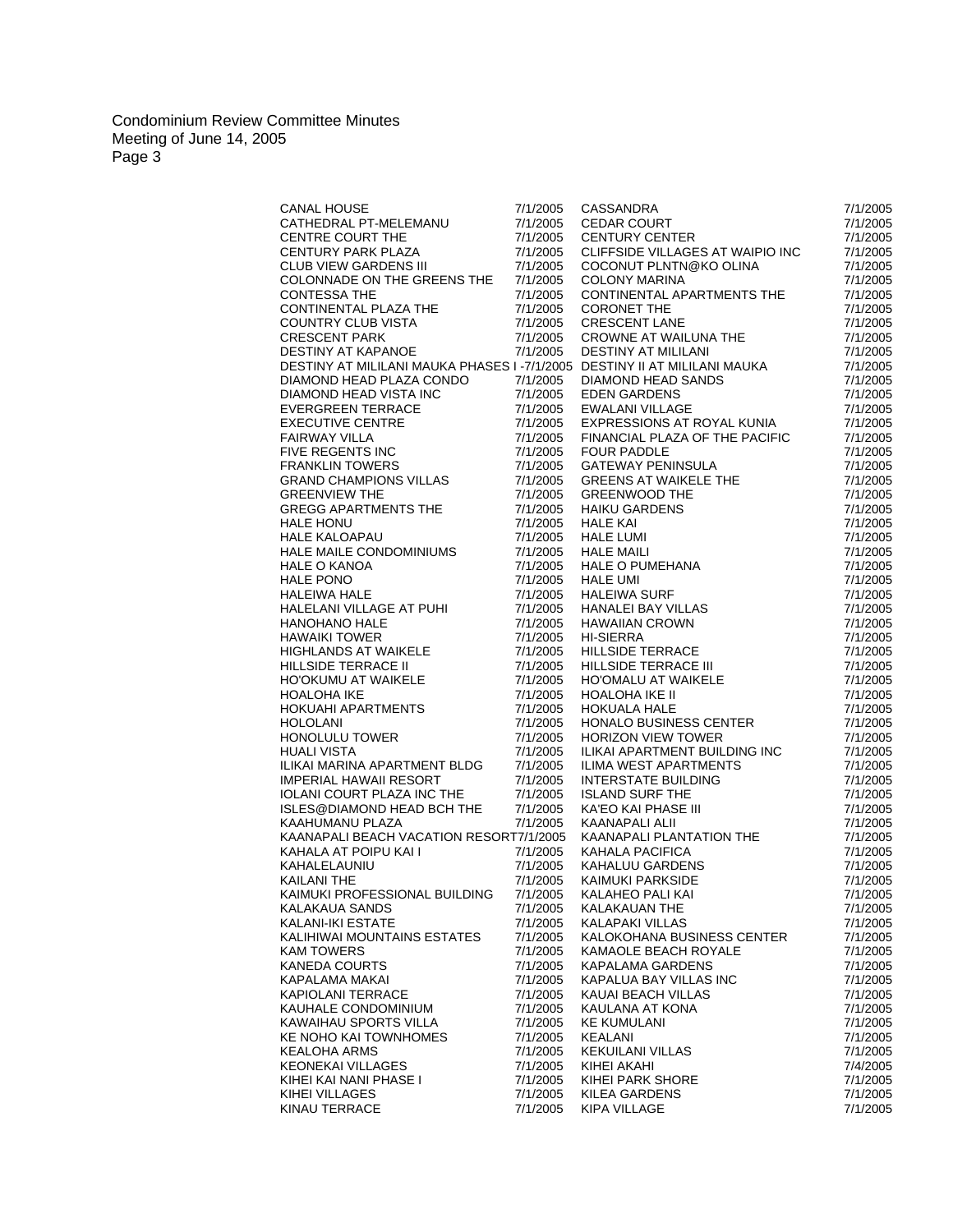| | | | |
|---|---|---|---|
| CANAL HOUSE | 7/1/2005 | CASSANDRA | 7/1/2005 |
| CATHEDRAL PT-MELEMANU | 7/1/2005 | CEDAR COURT | 7/1/2005 |
| CENTRE COURT THE | 7/1/2005 | CENTURY CENTER | 7/1/2005 |
| CENTURY PARK PLAZA | 7/1/2005 | CLIFFSIDE VILLAGES AT WAIPIO INC | 7/1/2005 |
| CLUB VIEW GARDENS III | 7/1/2005 | COCONUT PLNTN@KO OLINA | 7/1/2005 |
| COLONNADE ON THE GREENS THE | 7/1/2005 | COLONY MARINA | 7/1/2005 |
| CONTESSA THE | 7/1/2005 | CONTINENTAL APARTMENTS THE | 7/1/2005 |
| CONTINENTAL PLAZA THE | 7/1/2005 | CORONET THE | 7/1/2005 |
| COUNTRY CLUB VISTA | 7/1/2005 | CRESCENT LANE | 7/1/2005 |
| CRESCENT PARK | 7/1/2005 | CROWNE AT WAILUNA THE | 7/1/2005 |
| DESTINY AT KAPANOE | 7/1/2005 | DESTINY AT MILILANI | 7/1/2005 |
| DESTINY AT MILILANI MAUKA PHASES I - | 7/1/2005 | DESTINY II AT MILILANI MAUKA | 7/1/2005 |
| DIAMOND HEAD PLAZA CONDO | 7/1/2005 | DIAMOND HEAD SANDS | 7/1/2005 |
| DIAMOND HEAD VISTA INC | 7/1/2005 | EDEN GARDENS | 7/1/2005 |
| EVERGREEN TERRACE | 7/1/2005 | EWALANI VILLAGE | 7/1/2005 |
| EXECUTIVE CENTRE | 7/1/2005 | EXPRESSIONS AT ROYAL KUNIA | 7/1/2005 |
| FAIRWAY VILLA | 7/1/2005 | FINANCIAL PLAZA OF THE PACIFIC | 7/1/2005 |
| FIVE REGENTS INC | 7/1/2005 | FOUR PADDLE | 7/1/2005 |
| FRANKLIN TOWERS | 7/1/2005 | GATEWAY PENINSULA | 7/1/2005 |
| GRAND CHAMPIONS VILLAS | 7/1/2005 | GREENS AT WAIKELE THE | 7/1/2005 |
| GREENVIEW THE | 7/1/2005 | GREENWOOD THE | 7/1/2005 |
| GREGG APARTMENTS THE | 7/1/2005 | HAIKU GARDENS | 7/1/2005 |
| HALE HONU | 7/1/2005 | HALE KAI | 7/1/2005 |
| HALE KALOAPAU | 7/1/2005 | HALE LUMI | 7/1/2005 |
| HALE MAILE CONDOMINIUMS | 7/1/2005 | HALE MAILI | 7/1/2005 |
| HALE O KANOA | 7/1/2005 | HALE O PUMEHANA | 7/1/2005 |
| HALE PONO | 7/1/2005 | HALE UMI | 7/1/2005 |
| HALEIWA HALE | 7/1/2005 | HALEIWA SURF | 7/1/2005 |
| HALELANI VILLAGE AT PUHI | 7/1/2005 | HANALEI BAY VILLAS | 7/1/2005 |
| HANOHANO HALE | 7/1/2005 | HAWAIIAN CROWN | 7/1/2005 |
| HAWAIKI TOWER | 7/1/2005 | HI-SIERRA | 7/1/2005 |
| HIGHLANDS AT WAIKELE | 7/1/2005 | HILLSIDE TERRACE | 7/1/2005 |
| HILLSIDE TERRACE II | 7/1/2005 | HILLSIDE TERRACE III | 7/1/2005 |
| HO'OKUMU AT WAIKELE | 7/1/2005 | HO'OMALU AT WAIKELE | 7/1/2005 |
| HOALOHA IKE | 7/1/2005 | HOALOHA IKE II | 7/1/2005 |
| HOKUAHI APARTMENTS | 7/1/2005 | HOKUALA HALE | 7/1/2005 |
| HOLOLANI | 7/1/2005 | HONALO BUSINESS CENTER | 7/1/2005 |
| HONOLULU TOWER | 7/1/2005 | HORIZON VIEW TOWER | 7/1/2005 |
| HUALI VISTA | 7/1/2005 | ILIKAI APARTMENT BUILDING INC | 7/1/2005 |
| ILIKAI MARINA APARTMENT BLDG | 7/1/2005 | ILIMA WEST APARTMENTS | 7/1/2005 |
| IMPERIAL HAWAII RESORT | 7/1/2005 | INTERSTATE BUILDING | 7/1/2005 |
| IOLANI COURT PLAZA INC THE | 7/1/2005 | ISLAND SURF THE | 7/1/2005 |
| ISLES@DIAMOND HEAD BCH THE | 7/1/2005 | KA'EO KAI PHASE III | 7/1/2005 |
| KAAHUMANU PLAZA | 7/1/2005 | KAANAPALI ALII | 7/1/2005 |
| KAANAPALI BEACH VACATION RESORT | 7/1/2005 | KAANAPALI PLANTATION THE | 7/1/2005 |
| KAHALA AT POIPU KAI I | 7/1/2005 | KAHALA PACIFICA | 7/1/2005 |
| KAHALELAUNIU | 7/1/2005 | KAHALUU GARDENS | 7/1/2005 |
| KAILANI THE | 7/1/2005 | KAIMUKI PARKSIDE | 7/1/2005 |
| KAIMUKI PROFESSIONAL BUILDING | 7/1/2005 | KALAHEO PALI KAI | 7/1/2005 |
| KALAKAUA SANDS | 7/1/2005 | KALAKAUAN THE | 7/1/2005 |
| KALANI-IKI ESTATE | 7/1/2005 | KALAPAKI VILLAS | 7/1/2005 |
| KALIHIWAI MOUNTAINS ESTATES | 7/1/2005 | KALOKOHANA BUSINESS CENTER | 7/1/2005 |
| KAM TOWERS | 7/1/2005 | KAMAOLE BEACH ROYALE | 7/1/2005 |
| KANEDA COURTS | 7/1/2005 | KAPALAMA GARDENS | 7/1/2005 |
| KAPALAMA MAKAI | 7/1/2005 | KAPALUA BAY VILLAS INC | 7/1/2005 |
| KAPIOLANI TERRACE | 7/1/2005 | KAUAI BEACH VILLAS | 7/1/2005 |
| KAUHALE CONDOMINIUM | 7/1/2005 | KAULANA AT KONA | 7/1/2005 |
| KAWAIHAU SPORTS VILLA | 7/1/2005 | KE KUMULANI | 7/1/2005 |
| KE NOHO KAI TOWNHOMES | 7/1/2005 | KEALANI | 7/1/2005 |
| KEALOHA ARMS | 7/1/2005 | KEKUILANI VILLAS | 7/1/2005 |
| KEONEKAI VILLAGES | 7/1/2005 | KIHEI AKAHI | 7/4/2005 |
| KIHEI KAI NANI PHASE I | 7/1/2005 | KIHEI PARK SHORE | 7/1/2005 |
| KIHEI VILLAGES | 7/1/2005 | KILEA GARDENS | 7/1/2005 |
| KINAU TERRACE | 7/1/2005 | KIPA VILLAGE | 7/1/2005 |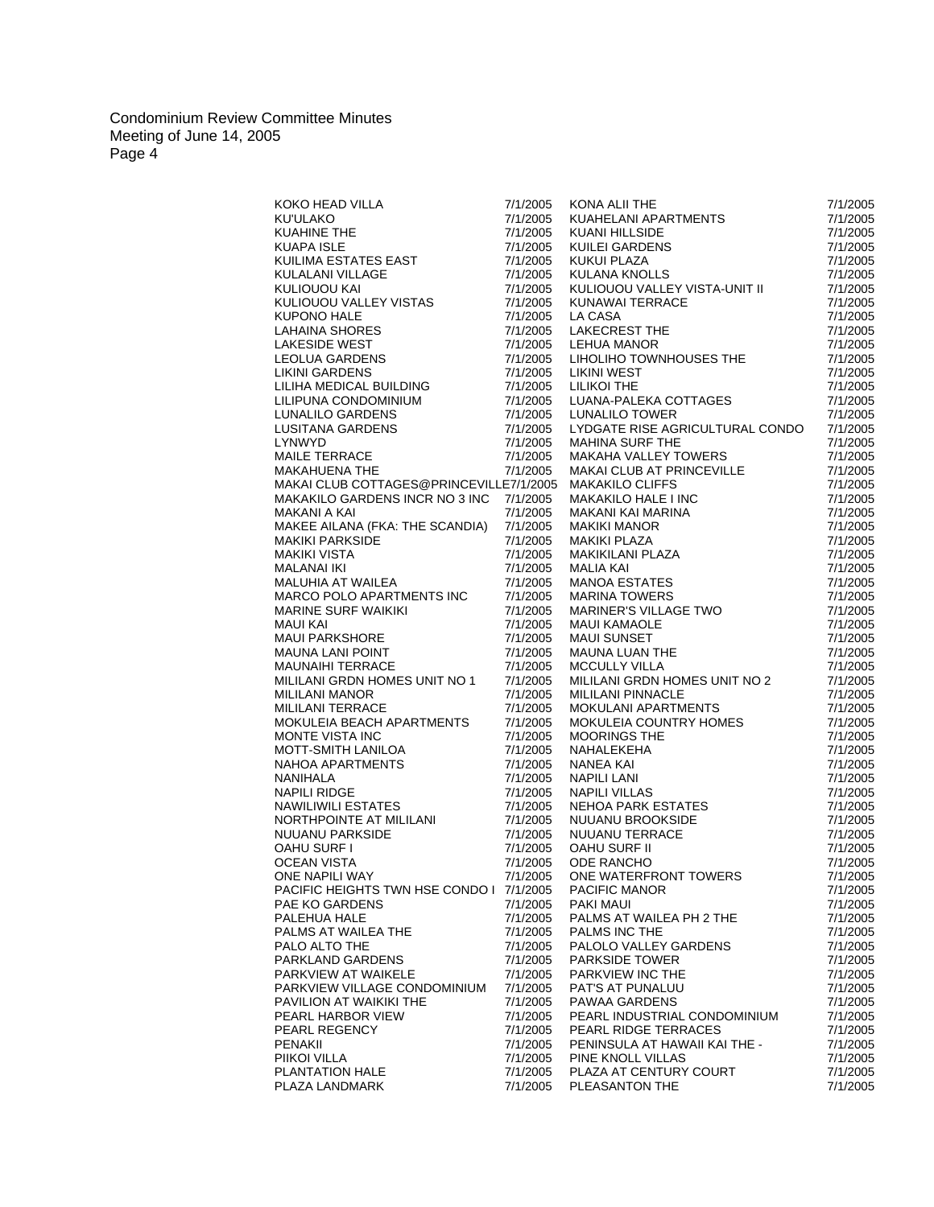| | | | |
|---|---|---|---|
| KOKO HEAD VILLA | 7/1/2005 | KONA ALII THE | 7/1/2005 |
| KU'ULAKO | 7/1/2005 | KUAHELANI APARTMENTS | 7/1/2005 |
| KUAHINE THE | 7/1/2005 | KUANI HILLSIDE | 7/1/2005 |
| KUAPA ISLE | 7/1/2005 | KUILEI GARDENS | 7/1/2005 |
| KUILIMA ESTATES EAST | 7/1/2005 | KUKUI PLAZA | 7/1/2005 |
| KULALANI VILLAGE | 7/1/2005 | KULANA KNOLLS | 7/1/2005 |
| KULIOUOU KAI | 7/1/2005 | KULIOUOU VALLEY VISTA-UNIT II | 7/1/2005 |
| KULIOUOU VALLEY VISTAS | 7/1/2005 | KUNAWAI TERRACE | 7/1/2005 |
| KUPONO HALE | 7/1/2005 | LA CASA | 7/1/2005 |
| LAHAINA SHORES | 7/1/2005 | LAKECREST THE | 7/1/2005 |
| LAKESIDE WEST | 7/1/2005 | LEHUA MANOR | 7/1/2005 |
| LEOLUA GARDENS | 7/1/2005 | LIHOLIHO TOWNHOUSES THE | 7/1/2005 |
| LIKINI GARDENS | 7/1/2005 | LIKINI WEST | 7/1/2005 |
| LILIHA MEDICAL BUILDING | 7/1/2005 | LILIKOI THE | 7/1/2005 |
| LILIPUNA CONDOMINIUM | 7/1/2005 | LUANA-PALEKA COTTAGES | 7/1/2005 |
| LUNALILO GARDENS | 7/1/2005 | LUNALILO TOWER | 7/1/2005 |
| LUSITANA GARDENS | 7/1/2005 | LYDGATE RISE AGRICULTURAL CONDO | 7/1/2005 |
| LYNWYD | 7/1/2005 | MAHINA SURF THE | 7/1/2005 |
| MAILE TERRACE | 7/1/2005 | MAKAHA VALLEY TOWERS | 7/1/2005 |
| MAKAHUENA THE | 7/1/2005 | MAKAI CLUB AT PRINCEVILLE | 7/1/2005 |
| MAKAI CLUB COTTAGES@PRINCEVILLE | 7/1/2005 | MAKAKILO CLIFFS | 7/1/2005 |
| MAKAKILO GARDENS INCR NO 3 INC | 7/1/2005 | MAKAKILO HALE I INC | 7/1/2005 |
| MAKANI A KAI | 7/1/2005 | MAKANI KAI MARINA | 7/1/2005 |
| MAKEE AILANA (FKA: THE SCANDIA) | 7/1/2005 | MAKIKI MANOR | 7/1/2005 |
| MAKIKI PARKSIDE | 7/1/2005 | MAKIKI PLAZA | 7/1/2005 |
| MAKIKI VISTA | 7/1/2005 | MAKIKILANI PLAZA | 7/1/2005 |
| MALANAI IKI | 7/1/2005 | MALIA KAI | 7/1/2005 |
| MALUHIA AT WAILEA | 7/1/2005 | MANOA ESTATES | 7/1/2005 |
| MARCO POLO APARTMENTS INC | 7/1/2005 | MARINA TOWERS | 7/1/2005 |
| MARINE SURF WAIKIKI | 7/1/2005 | MARINER'S VILLAGE TWO | 7/1/2005 |
| MAUI KAI | 7/1/2005 | MAUI KAMAOLE | 7/1/2005 |
| MAUI PARKSHORE | 7/1/2005 | MAUI SUNSET | 7/1/2005 |
| MAUNA LANI POINT | 7/1/2005 | MAUNA LUAN THE | 7/1/2005 |
| MAUNAIHI TERRACE | 7/1/2005 | MCCULLY VILLA | 7/1/2005 |
| MILILANI GRDN HOMES UNIT NO 1 | 7/1/2005 | MILILANI GRDN HOMES UNIT NO 2 | 7/1/2005 |
| MILILANI MANOR | 7/1/2005 | MILILANI PINNACLE | 7/1/2005 |
| MILILANI TERRACE | 7/1/2005 | MOKULANI APARTMENTS | 7/1/2005 |
| MOKULEIA BEACH APARTMENTS | 7/1/2005 | MOKULEIA COUNTRY HOMES | 7/1/2005 |
| MONTE VISTA INC | 7/1/2005 | MOORINGS THE | 7/1/2005 |
| MOTT-SMITH LANILOA | 7/1/2005 | NAHALEKEHA | 7/1/2005 |
| NAHOA APARTMENTS | 7/1/2005 | NANEA KAI | 7/1/2005 |
| NANIHALA | 7/1/2005 | NAPILI LANI | 7/1/2005 |
| NAPILI RIDGE | 7/1/2005 | NAPILI VILLAS | 7/1/2005 |
| NAWILIWILI ESTATES | 7/1/2005 | NEHOA PARK ESTATES | 7/1/2005 |
| NORTHPOINTE AT MILILANI | 7/1/2005 | NUUANU BROOKSIDE | 7/1/2005 |
| NUUANU PARKSIDE | 7/1/2005 | NUUANU TERRACE | 7/1/2005 |
| OAHU SURF I | 7/1/2005 | OAHU SURF II | 7/1/2005 |
| OCEAN VISTA | 7/1/2005 | ODE RANCHO | 7/1/2005 |
| ONE NAPILI WAY | 7/1/2005 | ONE WATERFRONT TOWERS | 7/1/2005 |
| PACIFIC HEIGHTS TWN HSE CONDO I | 7/1/2005 | PACIFIC MANOR | 7/1/2005 |
| PAE KO GARDENS | 7/1/2005 | PAKI MAUI | 7/1/2005 |
| PALEHUA HALE | 7/1/2005 | PALMS AT WAILEA PH 2 THE | 7/1/2005 |
| PALMS AT WAILEA THE | 7/1/2005 | PALMS INC THE | 7/1/2005 |
| PALO ALTO THE | 7/1/2005 | PALOLO VALLEY GARDENS | 7/1/2005 |
| PARKLAND GARDENS | 7/1/2005 | PARKSIDE TOWER | 7/1/2005 |
| PARKVIEW AT WAIKELE | 7/1/2005 | PARKVIEW INC THE | 7/1/2005 |
| PARKVIEW VILLAGE CONDOMINIUM | 7/1/2005 | PAT'S AT PUNALUU | 7/1/2005 |
| PAVILION AT WAIKIKI THE | 7/1/2005 | PAWAA GARDENS | 7/1/2005 |
| PEARL HARBOR VIEW | 7/1/2005 | PEARL INDUSTRIAL CONDOMINIUM | 7/1/2005 |
| PEARL REGENCY | 7/1/2005 | PEARL RIDGE TERRACES | 7/1/2005 |
| PENAKII | 7/1/2005 | PENINSULA AT HAWAII KAI THE - | 7/1/2005 |
| PIIKOI VILLA | 7/1/2005 | PINE KNOLL VILLAS | 7/1/2005 |
| PLANTATION HALE | 7/1/2005 | PLAZA AT CENTURY COURT | 7/1/2005 |
| PLAZA LANDMARK | 7/1/2005 | PLEASANTON THE | 7/1/2005 |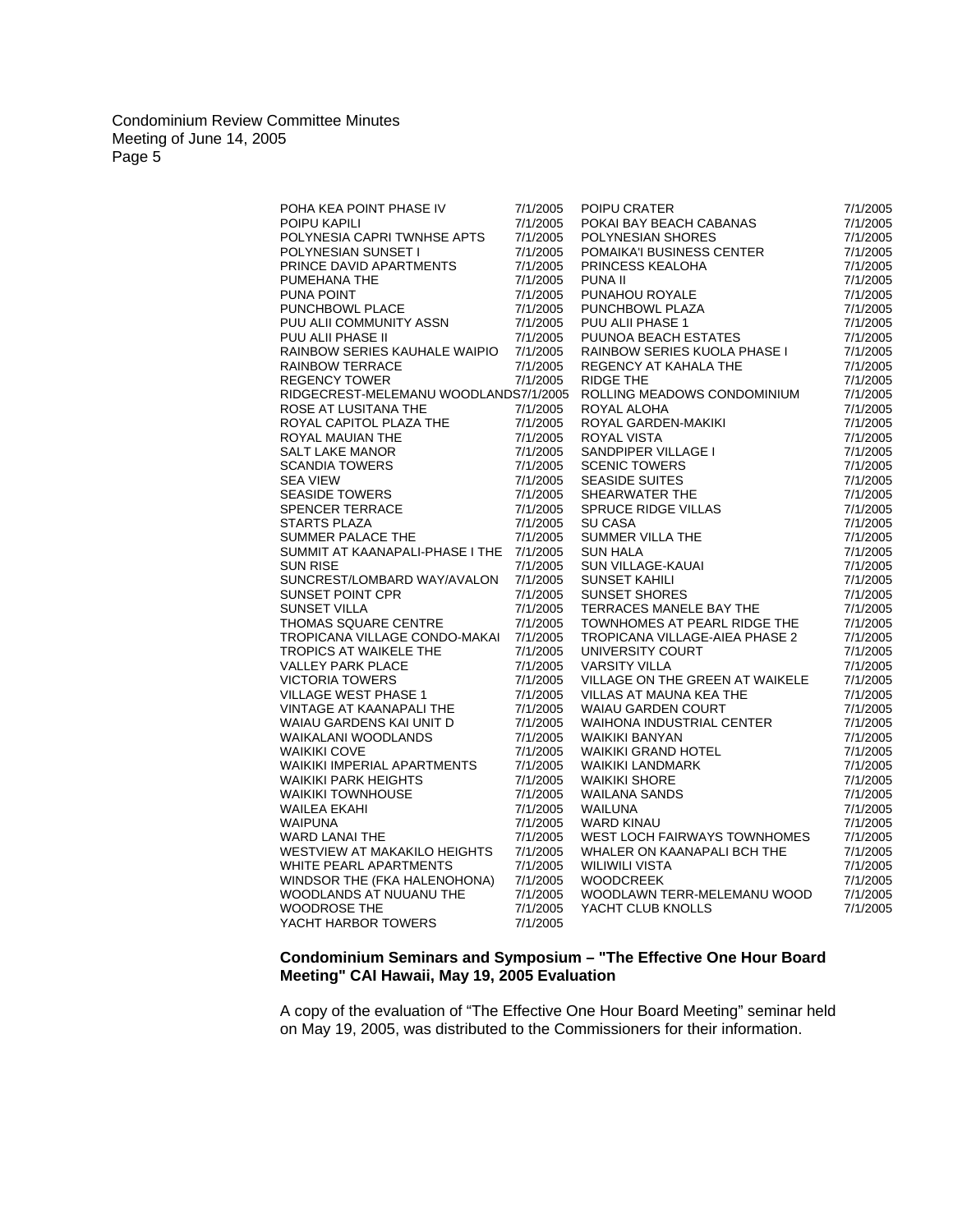| | | | |
|---|---|---|---|
| POHA KEA POINT PHASE IV | 7/1/2005 | POIPU CRATER | 7/1/2005 |
| POIPU KAPILI | 7/1/2005 | POKAI BAY BEACH CABANAS | 7/1/2005 |
| POLYNESIA CAPRI TWNHSE APTS | 7/1/2005 | POLYNESIAN SHORES | 7/1/2005 |
| POLYNESIAN SUNSET I | 7/1/2005 | POMAIKA'I BUSINESS CENTER | 7/1/2005 |
| PRINCE DAVID APARTMENTS | 7/1/2005 | PRINCESS KEALOHA | 7/1/2005 |
| PUMEHANA THE | 7/1/2005 | PUNA II | 7/1/2005 |
| PUNA POINT | 7/1/2005 | PUNAHOU ROYALE | 7/1/2005 |
| PUNCHBOWL PLACE | 7/1/2005 | PUNCHBOWL PLAZA | 7/1/2005 |
| PUU ALII COMMUNITY ASSN | 7/1/2005 | PUU ALII PHASE 1 | 7/1/2005 |
| PUU ALII PHASE II | 7/1/2005 | PUUNOA BEACH ESTATES | 7/1/2005 |
| RAINBOW SERIES KAUHALE WAIPIO | 7/1/2005 | RAINBOW SERIES KUOLA PHASE I | 7/1/2005 |
| RAINBOW TERRACE | 7/1/2005 | REGENCY AT KAHALA THE | 7/1/2005 |
| REGENCY TOWER | 7/1/2005 | RIDGE THE | 7/1/2005 |
| RIDGECREST-MELEMANU WOODLANDS | 7/1/2005 | ROLLING MEADOWS CONDOMINIUM | 7/1/2005 |
| ROSE AT LUSITANA THE | 7/1/2005 | ROYAL ALOHA | 7/1/2005 |
| ROYAL CAPITOL PLAZA THE | 7/1/2005 | ROYAL GARDEN-MAKIKI | 7/1/2005 |
| ROYAL MAUIAN THE | 7/1/2005 | ROYAL VISTA | 7/1/2005 |
| SALT LAKE MANOR | 7/1/2005 | SANDPIPER VILLAGE I | 7/1/2005 |
| SCANDIA TOWERS | 7/1/2005 | SCENIC TOWERS | 7/1/2005 |
| SEA VIEW | 7/1/2005 | SEASIDE SUITES | 7/1/2005 |
| SEASIDE TOWERS | 7/1/2005 | SHEARWATER THE | 7/1/2005 |
| SPENCER TERRACE | 7/1/2005 | SPRUCE RIDGE VILLAS | 7/1/2005 |
| STARTS PLAZA | 7/1/2005 | SU CASA | 7/1/2005 |
| SUMMER PALACE THE | 7/1/2005 | SUMMER VILLA THE | 7/1/2005 |
| SUMMIT AT KAANAPALI-PHASE I THE | 7/1/2005 | SUN HALA | 7/1/2005 |
| SUN RISE | 7/1/2005 | SUN VILLAGE-KAUAI | 7/1/2005 |
| SUNCREST/LOMBARD WAY/AVALON | 7/1/2005 | SUNSET KAHILI | 7/1/2005 |
| SUNSET POINT CPR | 7/1/2005 | SUNSET SHORES | 7/1/2005 |
| SUNSET VILLA | 7/1/2005 | TERRACES MANELE BAY THE | 7/1/2005 |
| THOMAS SQUARE CENTRE | 7/1/2005 | TOWNHOMES AT PEARL RIDGE THE | 7/1/2005 |
| TROPICANA VILLAGE CONDO-MAKAI | 7/1/2005 | TROPICANA VILLAGE-AIEA PHASE 2 | 7/1/2005 |
| TROPICS AT WAIKELE THE | 7/1/2005 | UNIVERSITY COURT | 7/1/2005 |
| VALLEY PARK PLACE | 7/1/2005 | VARSITY VILLA | 7/1/2005 |
| VICTORIA TOWERS | 7/1/2005 | VILLAGE ON THE GREEN AT WAIKELE | 7/1/2005 |
| VILLAGE WEST PHASE 1 | 7/1/2005 | VILLAS AT MAUNA KEA THE | 7/1/2005 |
| VINTAGE AT KAANAPALI THE | 7/1/2005 | WAIAU GARDEN COURT | 7/1/2005 |
| WAIAU GARDENS KAI UNIT D | 7/1/2005 | WAIHONA INDUSTRIAL CENTER | 7/1/2005 |
| WAIKALANI WOODLANDS | 7/1/2005 | WAIKIKI BANYAN | 7/1/2005 |
| WAIKIKI COVE | 7/1/2005 | WAIKIKI GRAND HOTEL | 7/1/2005 |
| WAIKIKI IMPERIAL APARTMENTS | 7/1/2005 | WAIKIKI LANDMARK | 7/1/2005 |
| WAIKIKI PARK HEIGHTS | 7/1/2005 | WAIKIKI SHORE | 7/1/2005 |
| WAIKIKI TOWNHOUSE | 7/1/2005 | WAILANA SANDS | 7/1/2005 |
| WAILEA EKAHI | 7/1/2005 | WAILUNA | 7/1/2005 |
| WAIPUNA | 7/1/2005 | WARD KINAU | 7/1/2005 |
| WARD LANAI THE | 7/1/2005 | WEST LOCH FAIRWAYS TOWNHOMES | 7/1/2005 |
| WESTVIEW AT MAKAKILO HEIGHTS | 7/1/2005 | WHALER ON KAANAPALI BCH THE | 7/1/2005 |
| WHITE PEARL APARTMENTS | 7/1/2005 | WILIWILI VISTA | 7/1/2005 |
| WINDSOR THE (FKA HALENOHONA) | 7/1/2005 | WOODCREEK | 7/1/2005 |
| WOODLANDS AT NUUANU THE | 7/1/2005 | WOODLAWN TERR-MELEMANU WOOD | 7/1/2005 |
| WOODROSE THE | 7/1/2005 | YACHT CLUB KNOLLS | 7/1/2005 |
| YACHT HARBOR TOWERS | 7/1/2005 | | |

**Condominium Seminars and Symposium – "The Effective One Hour Board Meeting" CAI Hawaii, May 19, 2005 Evaluation**

A copy of the evaluation of "The Effective One Hour Board Meeting" seminar held on May 19, 2005, was distributed to the Commissioners for their information.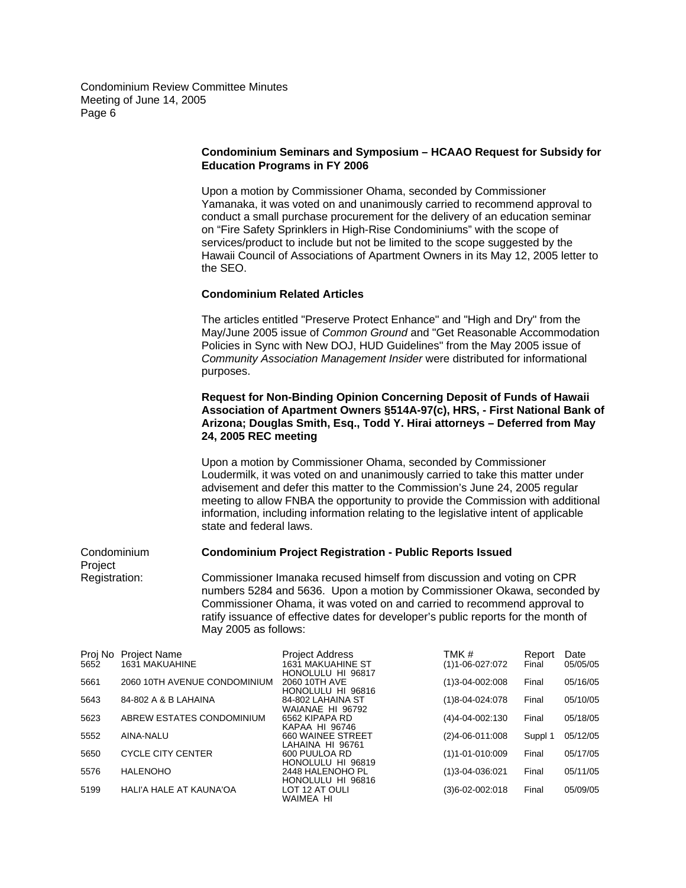**Condominium Seminars and Symposium – HCAAO Request for Subsidy for Education Programs in FY 2006**

Upon a motion by Commissioner Ohama, seconded by Commissioner Yamanaka, it was voted on and unanimously carried to recommend approval to conduct a small purchase procurement for the delivery of an education seminar on "Fire Safety Sprinklers in High-Rise Condominiums" with the scope of services/product to include but not be limited to the scope suggested by the Hawaii Council of Associations of Apartment Owners in its May 12, 2005 letter to the SEO.

**Condominium Related Articles**

The articles entitled "Preserve Protect Enhance" and "High and Dry" from the May/June 2005 issue of *Common Ground* and "Get Reasonable Accommodation Policies in Sync with New DOJ, HUD Guidelines" from the May 2005 issue of *Community Association Management Insider* were distributed for informational purposes.

**Request for Non-Binding Opinion Concerning Deposit of Funds of Hawaii Association of Apartment Owners §514A-97(c), HRS, - First National Bank of Arizona; Douglas Smith, Esq., Todd Y. Hirai attorneys – Deferred from May 24, 2005 REC meeting**

Upon a motion by Commissioner Ohama, seconded by Commissioner Loudermilk, it was voted on and unanimously carried to take this matter under advisement and defer this matter to the Commission's June 24, 2005 regular meeting to allow FNBA the opportunity to provide the Commission with additional information, including information relating to the legislative intent of applicable state and federal laws.

Condominium Project Registration:

**Condominium Project Registration - Public Reports Issued**

Commissioner Imanaka recused himself from discussion and voting on CPR numbers 5284 and 5636. Upon a motion by Commissioner Okawa, seconded by Commissioner Ohama, it was voted on and carried to recommend approval to ratify issuance of effective dates for developer's public reports for the month of May 2005 as follows:

| Proj No | Project Name | Project Address | TMK # | Report | Date |
|---|---|---|---|---|---|
| 5652 | 1631 MAKUAHINE | 1631 MAKUAHINE ST HONOLULU HI 96817 | (1)1-06-027:072 | Final | 05/05/05 |
| 5661 | 2060 10TH AVENUE CONDOMINIUM | 2060 10TH AVE HONOLULU HI 96816 | (1)3-04-002:008 | Final | 05/16/05 |
| 5643 | 84-802 A & B LAHAINA | 84-802 LAHAINA ST WAIANAE HI 96792 | (1)8-04-024:078 | Final | 05/10/05 |
| 5623 | ABREW ESTATES CONDOMINIUM | 6562 KIPAPA RD KAPAA HI 96746 | (4)4-04-002:130 | Final | 05/18/05 |
| 5552 | AINA-NALU | 660 WAINEE STREET LAHAINA HI 96761 | (2)4-06-011:008 | Suppl 1 | 05/12/05 |
| 5650 | CYCLE CITY CENTER | 600 PUULOA RD HONOLULU HI 96819 | (1)1-01-010:009 | Final | 05/17/05 |
| 5576 | HALENOHO | 2448 HALENOHO PL HONOLULU HI 96816 | (1)3-04-036:021 | Final | 05/11/05 |
| 5199 | HALI'A HALE AT KAUNA'OA | LOT 12 AT OULI WAIMEA HI | (3)6-02-002:018 | Final | 05/09/05 |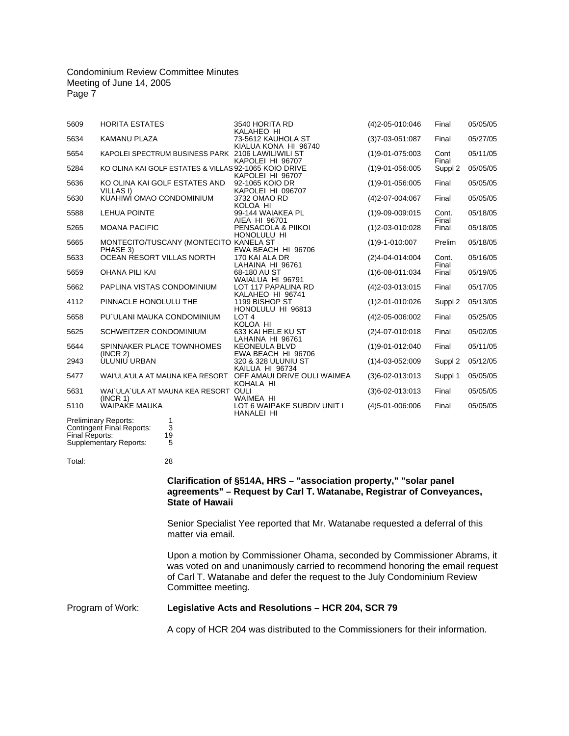| | | | | | |
|---|---|---|---|---|---|
| 5609 | HORITA ESTATES | 3540 HORITA RD KALAHEO HI | (4)2-05-010:046 | Final | 05/05/05 |
| 5634 | KAMANU PLAZA | 73-5612 KAUHOLA ST KIALUA KONA HI 96740 | (3)7-03-051:087 | Final | 05/27/05 |
| 5654 | KAPOLEI SPECTRUM BUSINESS PARK | 2106 LAWILIWILI ST KAPOLEI HI 96707 | (1)9-01-075:003 | Cont Final | 05/11/05 |
| 5284 | KO OLINA KAI GOLF ESTATES & VILLAS | 92-1065 KOIO DRIVE KAPOLEI HI 96707 | (1)9-01-056:005 | Suppl 2 | 05/05/05 |
| 5636 | KO OLINA KAI GOLF ESTATES AND VILLAS I) | 92-1065 KOIO DR KAPOLEI HI 096707 | (1)9-01-056:005 | Final | 05/05/05 |
| 5630 | KUAHIWI OMAO CONDOMINIUM | 3732 OMAO RD KOLOA HI | (4)2-07-004:067 | Final | 05/05/05 |
| 5588 | LEHUA POINTE | 99-144 WAIAKEA PL AIEA HI 96701 | (1)9-09-009:015 | Cont. Final | 05/18/05 |
| 5265 | MOANA PACIFIC | PENSACOLA & PIIKOI HONOLULU HI | (1)2-03-010:028 | Final | 05/18/05 |
| 5665 | MONTECITO/TUSCANY (MONTECITO PHASE 3) | KANELA ST EWA BEACH HI 96706 | (1)9-1-010:007 | Prelim | 05/18/05 |
| 5633 | OCEAN RESORT VILLAS NORTH | 170 KAI ALA DR LAHAINA HI 96761 | (2)4-04-014:004 | Cont. Final | 05/16/05 |
| 5659 | OHANA PILI KAI | 68-180 AU ST WAIALUA HI 96791 | (1)6-08-011:034 | Final | 05/19/05 |
| 5662 | PAPLINA VISTAS CONDOMINIUM | LOT 117 PAPALINA RD KALAHEO HI 96741 | (4)2-03-013:015 | Final | 05/17/05 |
| 4112 | PINNACLE HONOLULU THE | 1199 BISHOP ST HONOLULU HI 96813 | (1)2-01-010:026 | Suppl 2 | 05/13/05 |
| 5658 | PU`ULANI MAUKA CONDOMINIUM | LOT 4 KOLOA HI | (4)2-05-006:002 | Final | 05/25/05 |
| 5625 | SCHWEITZER CONDOMINIUM | 633 KAI HELE KU ST LAHAINA HI 96761 | (2)4-07-010:018 | Final | 05/02/05 |
| 5644 | SPINNAKER PLACE TOWNHOMES (INCR 2) | KEONEULA BLVD EWA BEACH HI 96706 | (1)9-01-012:040 | Final | 05/11/05 |
| 2943 | ULUNIU URBAN | 320 & 328 ULUNIU ST KAILUA HI 96734 | (1)4-03-052:009 | Suppl 2 | 05/12/05 |
| 5477 | WAI'ULA'ULA AT MAUNA KEA RESORT | OFF AMAUI DRIVE OULI WAIMEA KOHALA HI | (3)6-02-013:013 | Suppl 1 | 05/05/05 |
| 5631 | WAI`ULA`ULA AT MAUNA KEA RESORT (INCR 1) | OULI WAIMEA HI | (3)6-02-013:013 | Final | 05/05/05 |
| 5110 | WAIPAKE MAUKA | LOT 6 WAIPAKE SUBDIV UNIT I HANALEI HI | (4)5-01-006:006 | Final | 05/05/05 |

| | |
|---|---|
| Preliminary Reports: | 1 |
| Contingent Final Reports: | 3 |
| Final Reports: | 19 |
| Supplementary Reports: | 5 |
| Total: | 28 |

**Clarification of §514A, HRS – "association property," "solar panel agreements" – Request by Carl T. Watanabe, Registrar of Conveyances, State of Hawaii**

Senior Specialist Yee reported that Mr. Watanabe requested a deferral of this matter via email.

Upon a motion by Commissioner Ohama, seconded by Commissioner Abrams, it was voted on and unanimously carried to recommend honoring the email request of Carl T. Watanabe and defer the request to the July Condominium Review Committee meeting.

Program of Work: **Legislative Acts and Resolutions – HCR 204, SCR 79**

A copy of HCR 204 was distributed to the Commissioners for their information.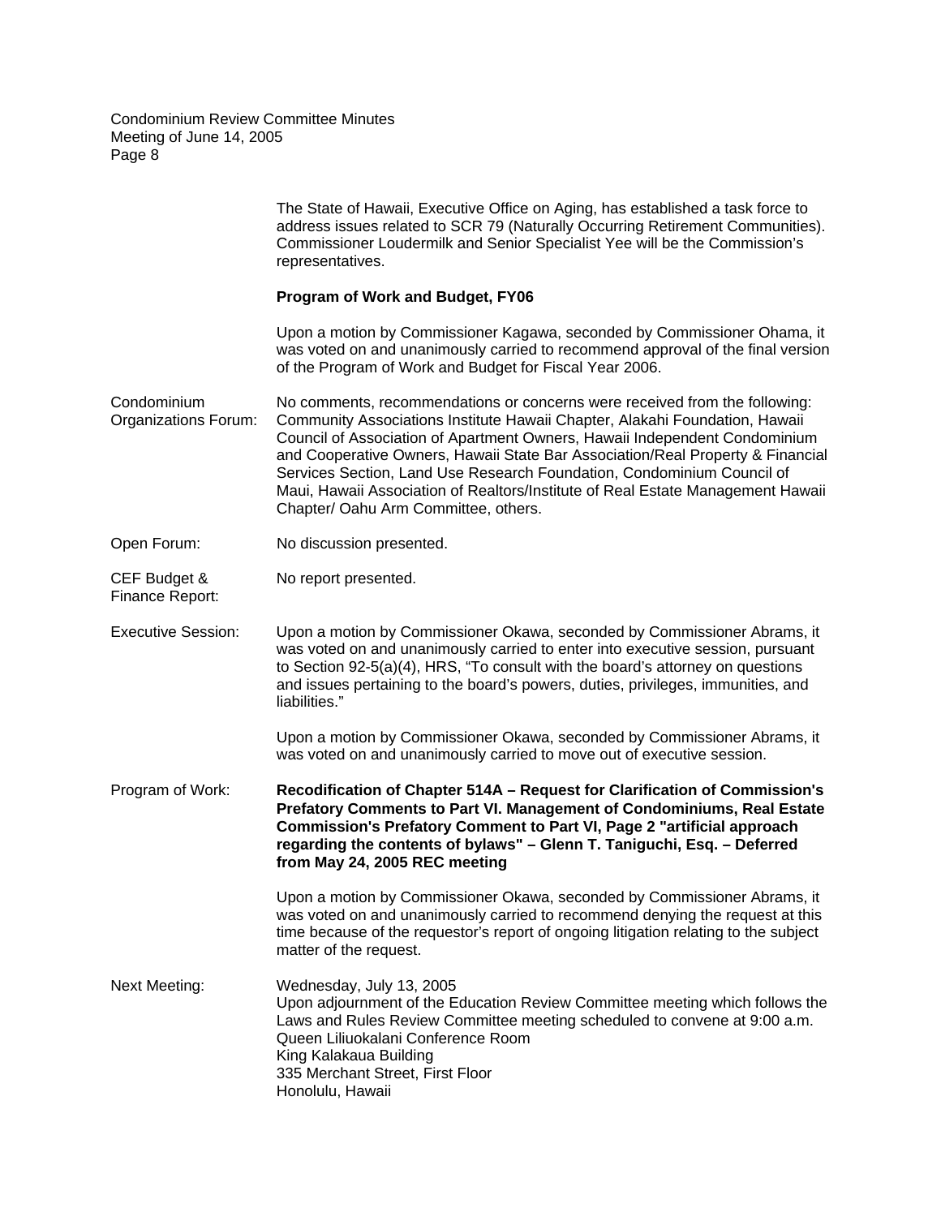The State of Hawaii, Executive Office on Aging, has established a task force to address issues related to SCR 79 (Naturally Occurring Retirement Communities). Commissioner Loudermilk and Senior Specialist Yee will be the Commission's representatives.

**Program of Work and Budget, FY06**

Upon a motion by Commissioner Kagawa, seconded by Commissioner Ohama, it was voted on and unanimously carried to recommend approval of the final version of the Program of Work and Budget for Fiscal Year 2006.

Condominium Organizations Forum: No comments, recommendations or concerns were received from the following: Community Associations Institute Hawaii Chapter, Alakahi Foundation, Hawaii Council of Association of Apartment Owners, Hawaii Independent Condominium and Cooperative Owners, Hawaii State Bar Association/Real Property & Financial Services Section, Land Use Research Foundation, Condominium Council of Maui, Hawaii Association of Realtors/Institute of Real Estate Management Hawaii Chapter/ Oahu Arm Committee, others.

Open Forum: No discussion presented.

CEF Budget & Finance Report: No report presented.

Executive Session: Upon a motion by Commissioner Okawa, seconded by Commissioner Abrams, it was voted on and unanimously carried to enter into executive session, pursuant to Section 92-5(a)(4), HRS, "To consult with the board's attorney on questions and issues pertaining to the board's powers, duties, privileges, immunities, and liabilities."

Upon a motion by Commissioner Okawa, seconded by Commissioner Abrams, it was voted on and unanimously carried to move out of executive session.

Program of Work: **Recodification of Chapter 514A – Request for Clarification of Commission's Prefatory Comments to Part VI. Management of Condominiums, Real Estate Commission's Prefatory Comment to Part VI, Page 2 "artificial approach regarding the contents of bylaws" – Glenn T. Taniguchi, Esq. – Deferred from May 24, 2005 REC meeting**

Upon a motion by Commissioner Okawa, seconded by Commissioner Abrams, it was voted on and unanimously carried to recommend denying the request at this time because of the requestor's report of ongoing litigation relating to the subject matter of the request.

Next Meeting: Wednesday, July 13, 2005
Upon adjournment of the Education Review Committee meeting which follows the Laws and Rules Review Committee meeting scheduled to convene at 9:00 a.m.
Queen Liliuokalani Conference Room
King Kalakaua Building
335 Merchant Street, First Floor
Honolulu, Hawaii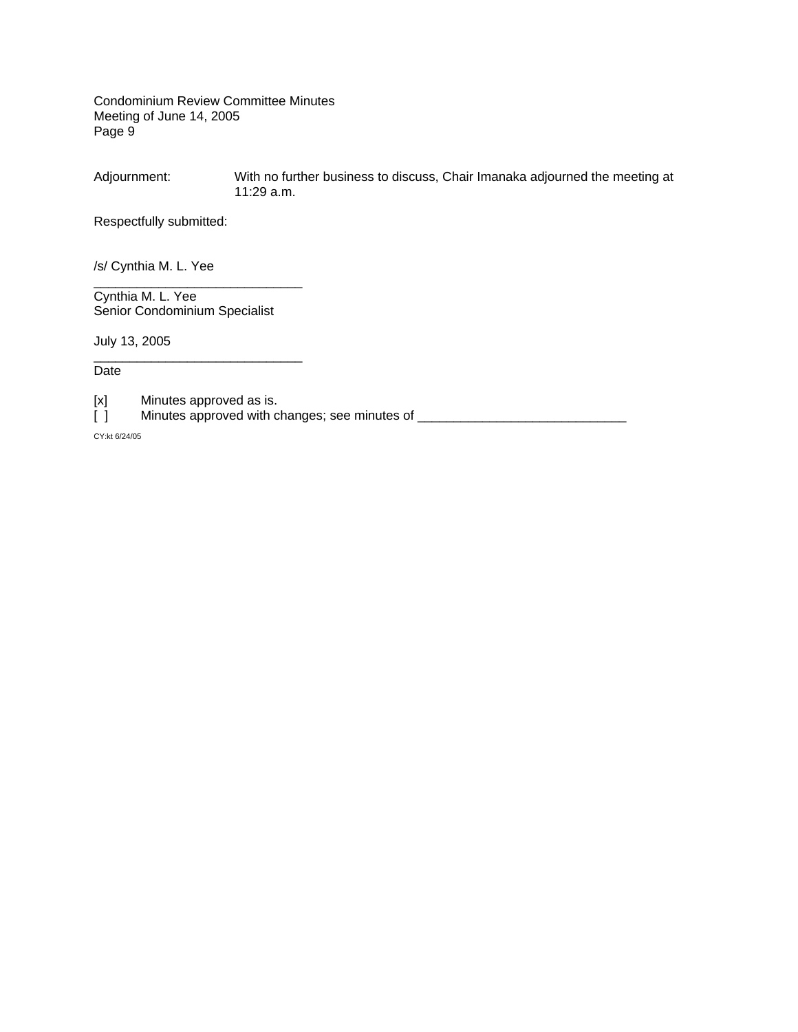Adjournment: With no further business to discuss, Chair Imanaka adjourned the meeting at 11:29 a.m.

Respectfully submitted:

/s/ Cynthia M. L. Yee
\_\_\_\_\_\_\_\_\_\_\_\_\_\_\_\_\_\_\_\_\_\_\_\_\_\_\_\_
Cynthia M. L. Yee
Senior Condominium Specialist

July 13, 2005
\_\_\_\_\_\_\_\_\_\_\_\_\_\_\_\_\_\_\_\_\_\_\_\_\_\_\_\_
Date

[x] Minutes approved as is.
[ ] Minutes approved with changes; see minutes of \_\_\_\_\_\_\_\_\_\_\_\_\_\_\_\_\_\_\_\_\_\_\_\_\_\_\_\_

CY:kt 6/24/05